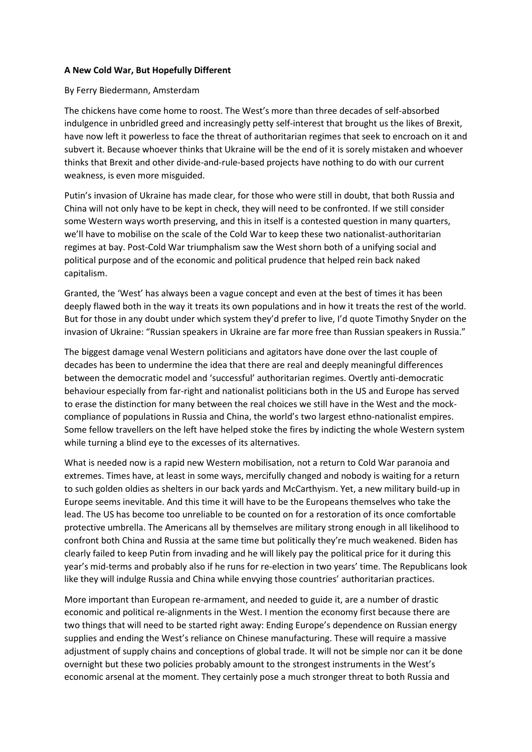**A New Cold War, But Hopefully Different**

By Ferry Biedermann, Amsterdam

The chickens have come home to roost. The West's more than three decades of self-absorbed indulgence in unbridled greed and increasingly petty self-interest that brought us the likes of Brexit, have now left it powerless to face the threat of authoritarian regimes that seek to encroach on it and subvert it. Because whoever thinks that Ukraine will be the end of it is sorely mistaken and whoever thinks that Brexit and other divide-and-rule-based projects have nothing to do with our current weakness, is even more misguided.

Putin's invasion of Ukraine has made clear, for those who were still in doubt, that both Russia and China will not only have to be kept in check, they will need to be confronted. If we still consider some Western ways worth preserving, and this in itself is a contested question in many quarters, we'll have to mobilise on the scale of the Cold War to keep these two nationalist-authoritarian regimes at bay. Post-Cold War triumphalism saw the West shorn both of a unifying social and political purpose and of the economic and political prudence that helped rein back naked capitalism.

Granted, the 'West' has always been a vague concept and even at the best of times it has been deeply flawed both in the way it treats its own populations and in how it treats the rest of the world. But for those in any doubt under which system they'd prefer to live, I'd quote Timothy Snyder on the invasion of Ukraine: "Russian speakers in Ukraine are far more free than Russian speakers in Russia."

The biggest damage venal Western politicians and agitators have done over the last couple of decades has been to undermine the idea that there are real and deeply meaningful differences between the democratic model and 'successful' authoritarian regimes. Overtly anti-democratic behaviour especially from far-right and nationalist politicians both in the US and Europe has served to erase the distinction for many between the real choices we still have in the West and the mock-compliance of populations in Russia and China, the world's two largest ethno-nationalist empires. Some fellow travellers on the left have helped stoke the fires by indicting the whole Western system while turning a blind eye to the excesses of its alternatives.

What is needed now is a rapid new Western mobilisation, not a return to Cold War paranoia and extremes. Times have, at least in some ways, mercifully changed and nobody is waiting for a return to such golden oldies as shelters in our back yards and McCarthyism. Yet, a new military build-up in Europe seems inevitable. And this time it will have to be the Europeans themselves who take the lead. The US has become too unreliable to be counted on for a restoration of its once comfortable protective umbrella. The Americans all by themselves are military strong enough in all likelihood to confront both China and Russia at the same time but politically they're much weakened. Biden has clearly failed to keep Putin from invading and he will likely pay the political price for it during this year's mid-terms and probably also if he runs for re-election in two years' time. The Republicans look like they will indulge Russia and China while envying those countries' authoritarian practices.

More important than European re-armament, and needed to guide it, are a number of drastic economic and political re-alignments in the West. I mention the economy first because there are two things that will need to be started right away: Ending Europe's dependence on Russian energy supplies and ending the West's reliance on Chinese manufacturing. These will require a massive adjustment of supply chains and conceptions of global trade. It will not be simple nor can it be done overnight but these two policies probably amount to the strongest instruments in the West's economic arsenal at the moment. They certainly pose a much stronger threat to both Russia and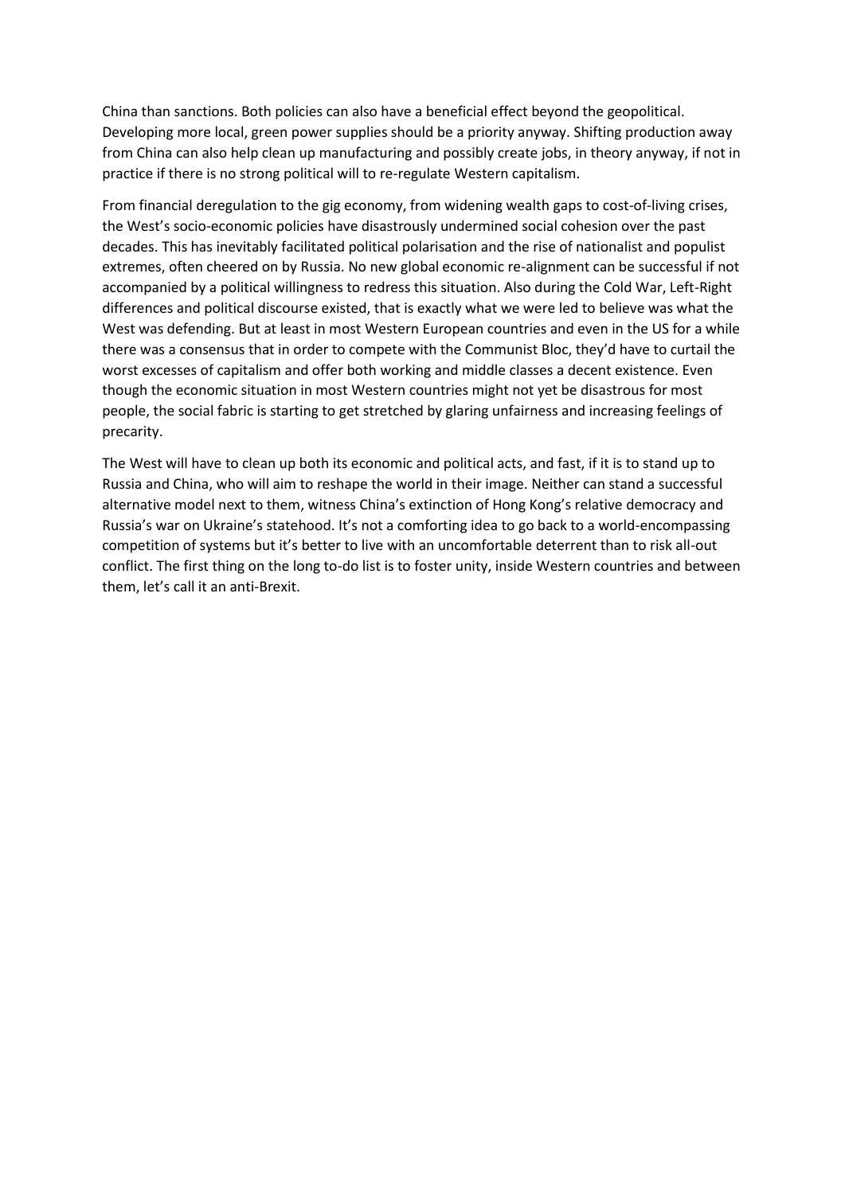China than sanctions. Both policies can also have a beneficial effect beyond the geopolitical. Developing more local, green power supplies should be a priority anyway. Shifting production away from China can also help clean up manufacturing and possibly create jobs, in theory anyway, if not in practice if there is no strong political will to re-regulate Western capitalism.

From financial deregulation to the gig economy, from widening wealth gaps to cost-of-living crises, the West's socio-economic policies have disastrously undermined social cohesion over the past decades. This has inevitably facilitated political polarisation and the rise of nationalist and populist extremes, often cheered on by Russia. No new global economic re-alignment can be successful if not accompanied by a political willingness to redress this situation. Also during the Cold War, Left-Right differences and political discourse existed, that is exactly what we were led to believe was what the West was defending. But at least in most Western European countries and even in the US for a while there was a consensus that in order to compete with the Communist Bloc, they'd have to curtail the worst excesses of capitalism and offer both working and middle classes a decent existence. Even though the economic situation in most Western countries might not yet be disastrous for most people, the social fabric is starting to get stretched by glaring unfairness and increasing feelings of precarity.

The West will have to clean up both its economic and political acts, and fast, if it is to stand up to Russia and China, who will aim to reshape the world in their image. Neither can stand a successful alternative model next to them, witness China's extinction of Hong Kong's relative democracy and Russia's war on Ukraine's statehood. It's not a comforting idea to go back to a world-encompassing competition of systems but it's better to live with an uncomfortable deterrent than to risk all-out conflict. The first thing on the long to-do list is to foster unity, inside Western countries and between them, let's call it an anti-Brexit.